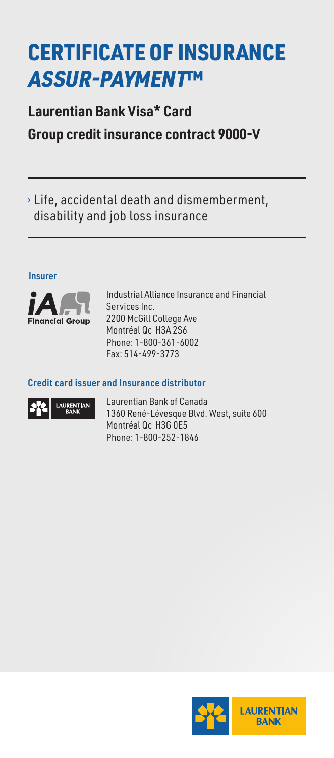# CERTIFICATE OF INSURANCE *ASSUR-PAYMENT™*

## Laurentian Bank Visa* Card

## Group credit insurance contract 9000-V

› Life, accidental death and dismemberment, disability and job loss insurance

**Insurer**

Industrial Alliance Insurance and Financial Services Inc.
2200 McGill College Ave
Montréal Qc H3A 2S6
Phone: 1-800-361-6002
Fax: 514-499-3773

**Credit card issuer and Insurance distributor**

Laurentian Bank of Canada
1360 René-Lévesque Blvd. West, suite 600
Montréal Qc H3G 0E5
Phone: 1-800-252-1846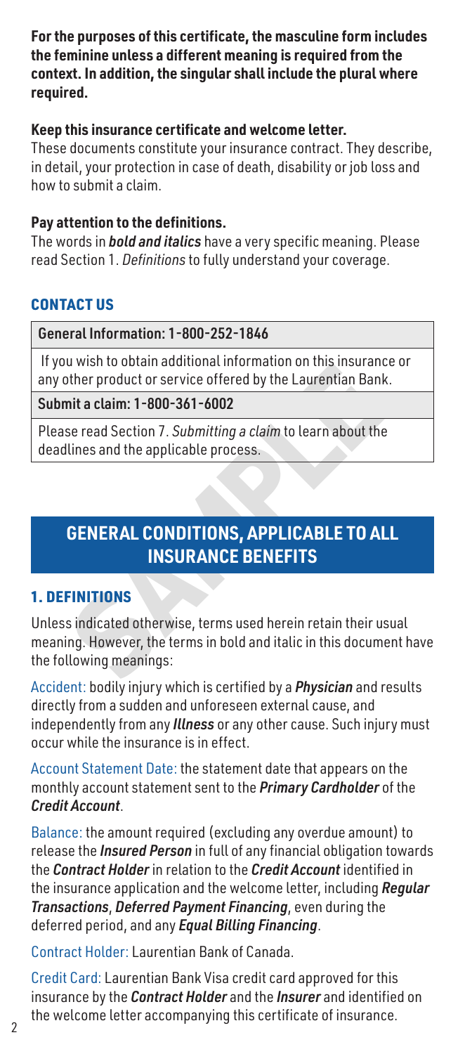**For the purposes of this certificate, the masculine form includes the feminine unless a different meaning is required from the context. In addition, the singular shall include the plural where required.**

**Keep this insurance certificate and welcome letter.**

These documents constitute your insurance contract. They describe, in detail, your protection in case of death, disability or job loss and how to submit a claim.

**Pay attention to the definitions.**

The words in ***bold and italics*** have a very specific meaning. Please read Section 1. *Definitions* to fully understand your coverage.

## CONTACT US

| General Information: 1-800-252-1846 |
| --- |
| If you wish to obtain additional information on this insurance or any other product or service offered by the Laurentian Bank. |
| **Submit a claim: 1-800-361-6002** |
| Please read Section 7. *Submitting a claim* to learn about the deadlines and the applicable process. |

# GENERAL CONDITIONS, APPLICABLE TO ALL INSURANCE BENEFITS

## 1. DEFINITIONS

Unless indicated otherwise, terms used herein retain their usual meaning. However, the terms in bold and italic in this document have the following meanings:

Accident: bodily injury which is certified by a ***Physician*** and results directly from a sudden and unforeseen external cause, and independently from any ***Illness*** or any other cause. Such injury must occur while the insurance is in effect.

Account Statement Date: the statement date that appears on the monthly account statement sent to the ***Primary Cardholder*** of the ***Credit Account***.

Balance: the amount required (excluding any overdue amount) to release the ***Insured Person*** in full of any financial obligation towards the ***Contract Holder*** in relation to the ***Credit Account*** identified in the insurance application and the welcome letter, including ***Regular Transactions***, ***Deferred Payment Financing***, even during the deferred period, and any ***Equal Billing Financing***.

Contract Holder: Laurentian Bank of Canada.

Credit Card: Laurentian Bank Visa credit card approved for this insurance by the ***Contract Holder*** and the ***Insurer*** and identified on the welcome letter accompanying this certificate of insurance.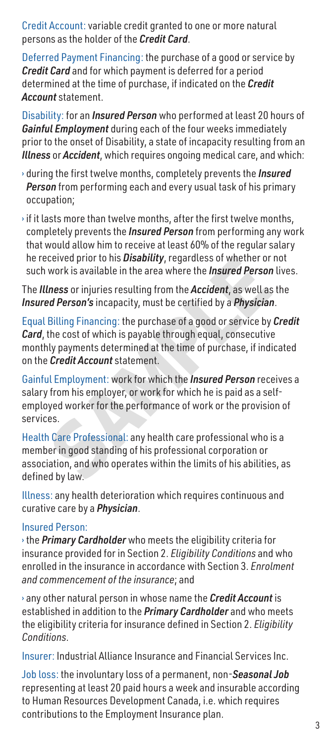Credit Account: variable credit granted to one or more natural persons as the holder of the ***Credit Card***.

Deferred Payment Financing: the purchase of a good or service by ***Credit Card*** and for which payment is deferred for a period determined at the time of purchase, if indicated on the ***Credit Account*** statement.

Disability: for an ***Insured Person*** who performed at least 20 hours of ***Gainful Employment*** during each of the four weeks immediately prior to the onset of Disability, a state of incapacity resulting from an ***Illness*** or ***Accident***, which requires ongoing medical care, and which:

› during the first twelve months, completely prevents the ***Insured Person*** from performing each and every usual task of his primary occupation;

› if it lasts more than twelve months, after the first twelve months, completely prevents the ***Insured Person*** from performing any work that would allow him to receive at least 60% of the regular salary he received prior to his ***Disability***, regardless of whether or not such work is available in the area where the ***Insured Person*** lives.

The ***Illness*** or injuries resulting from the ***Accident***, as well as the ***Insured Person's*** incapacity, must be certified by a ***Physician***.

Equal Billing Financing: the purchase of a good or service by ***Credit Card***, the cost of which is payable through equal, consecutive monthly payments determined at the time of purchase, if indicated on the ***Credit Account*** statement.

Gainful Employment: work for which the ***Insured Person*** receives a salary from his employer, or work for which he is paid as a self-employed worker for the performance of work or the provision of services.

Health Care Professional: any health care professional who is a member in good standing of his professional corporation or association, and who operates within the limits of his abilities, as defined by law.

Illness: any health deterioration which requires continuous and curative care by a ***Physician***.

Insured Person:

› the ***Primary Cardholder*** who meets the eligibility criteria for insurance provided for in Section 2. *Eligibility Conditions* and who enrolled in the insurance in accordance with Section 3. *Enrolment and commencement of the insurance*; and

› any other natural person in whose name the ***Credit Account*** is established in addition to the ***Primary Cardholder*** and who meets the eligibility criteria for insurance defined in Section 2. *Eligibility Conditions*.

Insurer: Industrial Alliance Insurance and Financial Services Inc.

Job loss: the involuntary loss of a permanent, non-***Seasonal Job*** representing at least 20 paid hours a week and insurable according to Human Resources Development Canada, i.e. which requires contributions to the Employment Insurance plan.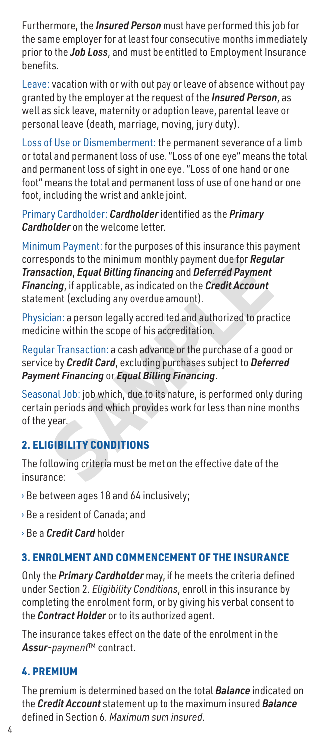Furthermore, the ***Insured Person*** must have performed this job for the same employer for at least four consecutive months immediately prior to the ***Job Loss***, and must be entitled to Employment Insurance benefits.

Leave: vacation with or with out pay or leave of absence without pay granted by the employer at the request of the ***Insured Person***, as well as sick leave, maternity or adoption leave, parental leave or personal leave (death, marriage, moving, jury duty).

Loss of Use or Dismemberment: the permanent severance of a limb or total and permanent loss of use. "Loss of one eye" means the total and permanent loss of sight in one eye. "Loss of one hand or one foot" means the total and permanent loss of use of one hand or one foot, including the wrist and ankle joint.

Primary Cardholder: ***Cardholder*** identified as the ***Primary Cardholder*** on the welcome letter.

Minimum Payment: for the purposes of this insurance this payment corresponds to the minimum monthly payment due for ***Regular Transaction***, ***Equal Billing financing*** and ***Deferred Payment Financing***, if applicable, as indicated on the ***Credit Account*** statement (excluding any overdue amount).

Physician: a person legally accredited and authorized to practice medicine within the scope of his accreditation.

Regular Transaction: a cash advance or the purchase of a good or service by ***Credit Card***, excluding purchases subject to ***Deferred Payment Financing*** or ***Equal Billing Financing***.

Seasonal Job: job which, due to its nature, is performed only during certain periods and which provides work for less than nine months of the year.

## 2. ELIGIBILITY CONDITIONS

The following criteria must be met on the effective date of the insurance:

- Be between ages 18 and 64 inclusively;
- Be a resident of Canada; and
- Be a ***Credit Card*** holder

## 3. ENROLMENT AND COMMENCEMENT OF THE INSURANCE

Only the ***Primary Cardholder*** may, if he meets the criteria defined under Section 2. *Eligibility Conditions*, enroll in this insurance by completing the enrolment form, or by giving his verbal consent to the ***Contract Holder*** or to its authorized agent.

The insurance takes effect on the date of the enrolment in the ***Assur-****payment*™ contract.

## 4. PREMIUM

The premium is determined based on the total ***Balance*** indicated on the ***Credit Account*** statement up to the maximum insured ***Balance*** defined in Section 6. *Maximum sum insured*.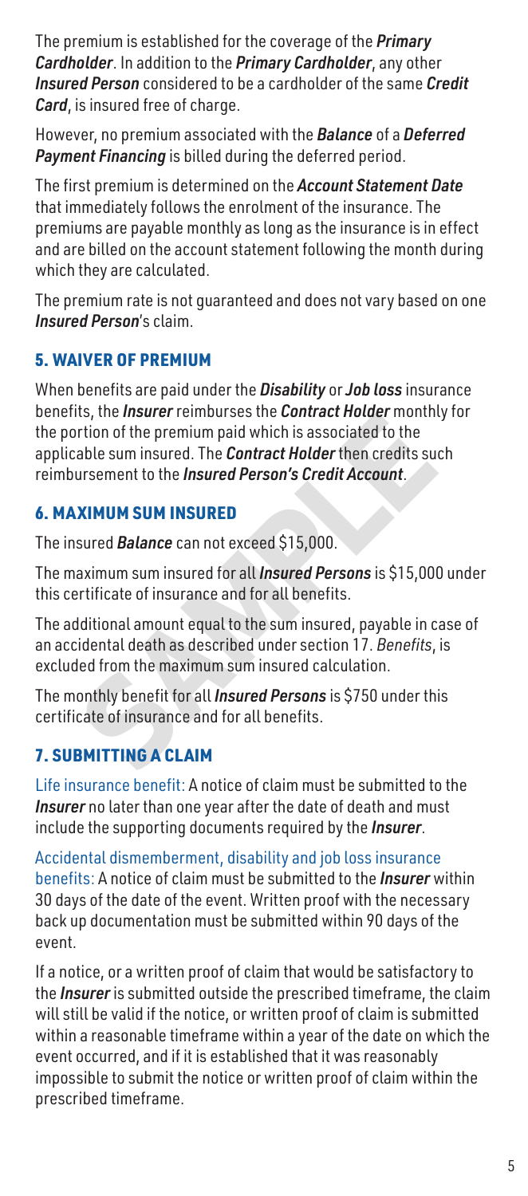The premium is established for the coverage of the ***Primary Cardholder***. In addition to the ***Primary Cardholder***, any other ***Insured Person*** considered to be a cardholder of the same ***Credit Card***, is insured free of charge.

However, no premium associated with the ***Balance*** of a ***Deferred Payment Financing*** is billed during the deferred period.

The first premium is determined on the ***Account Statement Date*** that immediately follows the enrolment of the insurance. The premiums are payable monthly as long as the insurance is in effect and are billed on the account statement following the month during which they are calculated.

The premium rate is not guaranteed and does not vary based on one ***Insured Person***'s claim.

## 5. WAIVER OF PREMIUM

When benefits are paid under the ***Disability*** or ***Job loss*** insurance benefits, the ***Insurer*** reimburses the ***Contract Holder*** monthly for the portion of the premium paid which is associated to the applicable sum insured. The ***Contract Holder*** then credits such reimbursement to the ***Insured Person's Credit Account***.

## 6. MAXIMUM SUM INSURED

The insured ***Balance*** can not exceed $15,000.

The maximum sum insured for all ***Insured Persons*** is $15,000 under this certificate of insurance and for all benefits.

The additional amount equal to the sum insured, payable in case of an accidental death as described under section 17. *Benefits*, is excluded from the maximum sum insured calculation.

The monthly benefit for all ***Insured Persons*** is $750 under this certificate of insurance and for all benefits.

## 7. SUBMITTING A CLAIM

Life insurance benefit: A notice of claim must be submitted to the ***Insurer*** no later than one year after the date of death and must include the supporting documents required by the ***Insurer***.

Accidental dismemberment, disability and job loss insurance benefits: A notice of claim must be submitted to the ***Insurer*** within 30 days of the date of the event. Written proof with the necessary back up documentation must be submitted within 90 days of the event.

If a notice, or a written proof of claim that would be satisfactory to the ***Insurer*** is submitted outside the prescribed timeframe, the claim will still be valid if the notice, or written proof of claim is submitted within a reasonable timeframe within a year of the date on which the event occurred, and if it is established that it was reasonably impossible to submit the notice or written proof of claim within the prescribed timeframe.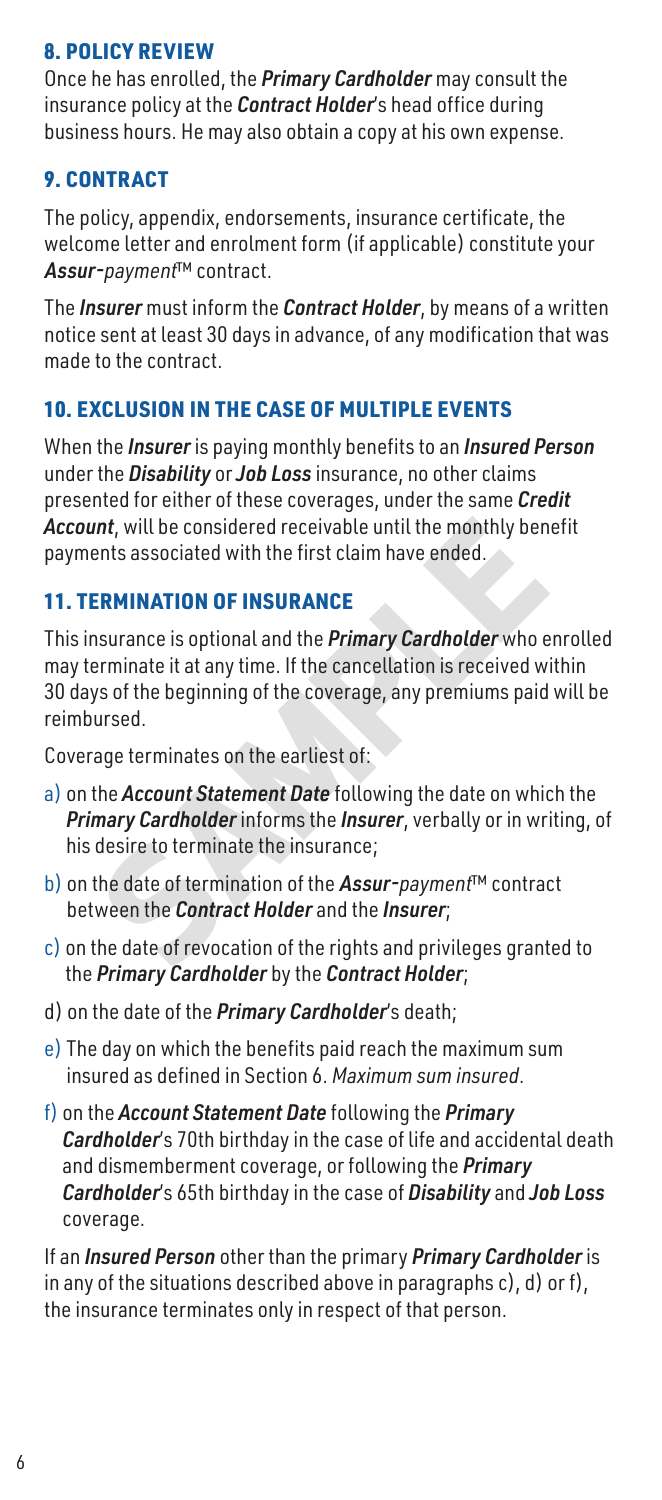## 8. POLICY REVIEW

Once he has enrolled, the ***Primary Cardholder*** may consult the insurance policy at the ***Contract Holder***'s head office during business hours. He may also obtain a copy at his own expense.

## 9. CONTRACT

The policy, appendix, endorsements, insurance certificate, the welcome letter and enrolment form (if applicable) constitute your ***Assur-****payment*™ contract.

The ***Insurer*** must inform the ***Contract Holder***, by means of a written notice sent at least 30 days in advance, of any modification that was made to the contract.

## 10. EXCLUSION IN THE CASE OF MULTIPLE EVENTS

When the ***Insurer*** is paying monthly benefits to an ***Insured Person*** under the ***Disability*** or ***Job Loss*** insurance, no other claims presented for either of these coverages, under the same ***Credit Account***, will be considered receivable until the monthly benefit payments associated with the first claim have ended.

## 11. TERMINATION OF INSURANCE

This insurance is optional and the ***Primary Cardholder*** who enrolled may terminate it at any time. If the cancellation is received within 30 days of the beginning of the coverage, any premiums paid will be reimbursed.

Coverage terminates on the earliest of:

a) on the ***Account Statement Date*** following the date on which the ***Primary Cardholder*** informs the ***Insurer***, verbally or in writing, of his desire to terminate the insurance;

b) on the date of termination of the ***Assur-****payment*™ contract between the ***Contract Holder*** and the ***Insurer***;

c) on the date of revocation of the rights and privileges granted to the ***Primary Cardholder*** by the ***Contract Holder***;

d) on the date of the ***Primary Cardholder***'s death;

e) The day on which the benefits paid reach the maximum sum insured as defined in Section 6. *Maximum sum insured*.

f) on the ***Account Statement Date*** following the ***Primary Cardholder***'s 70th birthday in the case of life and accidental death and dismemberment coverage, or following the ***Primary Cardholder***'s 65th birthday in the case of ***Disability*** and ***Job Loss*** coverage.

If an ***Insured Person*** other than the primary ***Primary Cardholder*** is in any of the situations described above in paragraphs c), d) or f), the insurance terminates only in respect of that person.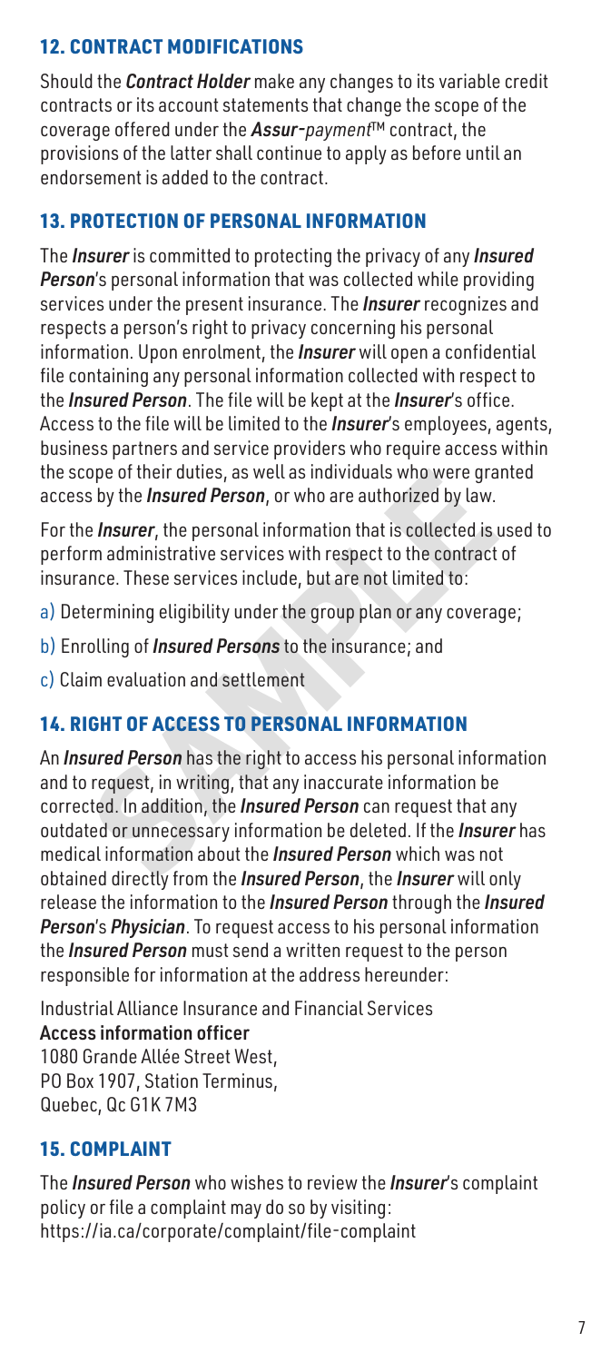## 12. CONTRACT MODIFICATIONS

Should the ***Contract Holder*** make any changes to its variable credit contracts or its account statements that change the scope of the coverage offered under the ***Assur-****payment*™ contract, the provisions of the latter shall continue to apply as before until an endorsement is added to the contract.

## 13. PROTECTION OF PERSONAL INFORMATION

The ***Insurer*** is committed to protecting the privacy of any ***Insured Person***'s personal information that was collected while providing services under the present insurance. The ***Insurer*** recognizes and respects a person's right to privacy concerning his personal information. Upon enrolment, the ***Insurer*** will open a confidential file containing any personal information collected with respect to the ***Insured Person***. The file will be kept at the ***Insurer***'s office. Access to the file will be limited to the ***Insurer***'s employees, agents, business partners and service providers who require access within the scope of their duties, as well as individuals who were granted access by the ***Insured Person***, or who are authorized by law.

For the ***Insurer***, the personal information that is collected is used to perform administrative services with respect to the contract of insurance. These services include, but are not limited to:

a) Determining eligibility under the group plan or any coverage;

b) Enrolling of ***Insured Persons*** to the insurance; and

c) Claim evaluation and settlement

## 14. RIGHT OF ACCESS TO PERSONAL INFORMATION

An ***Insured Person*** has the right to access his personal information and to request, in writing, that any inaccurate information be corrected. In addition, the ***Insured Person*** can request that any outdated or unnecessary information be deleted. If the ***Insurer*** has medical information about the ***Insured Person*** which was not obtained directly from the ***Insured Person***, the ***Insurer*** will only release the information to the ***Insured Person*** through the ***Insured Person***'s ***Physician***. To request access to his personal information the ***Insured Person*** must send a written request to the person responsible for information at the address hereunder:

Industrial Alliance Insurance and Financial Services
**Access information officer**
1080 Grande Allée Street West,
PO Box 1907, Station Terminus,
Quebec, Qc G1K 7M3

## 15. COMPLAINT

The ***Insured Person*** who wishes to review the ***Insurer***'s complaint policy or file a complaint may do so by visiting:
https://ia.ca/corporate/complaint/file-complaint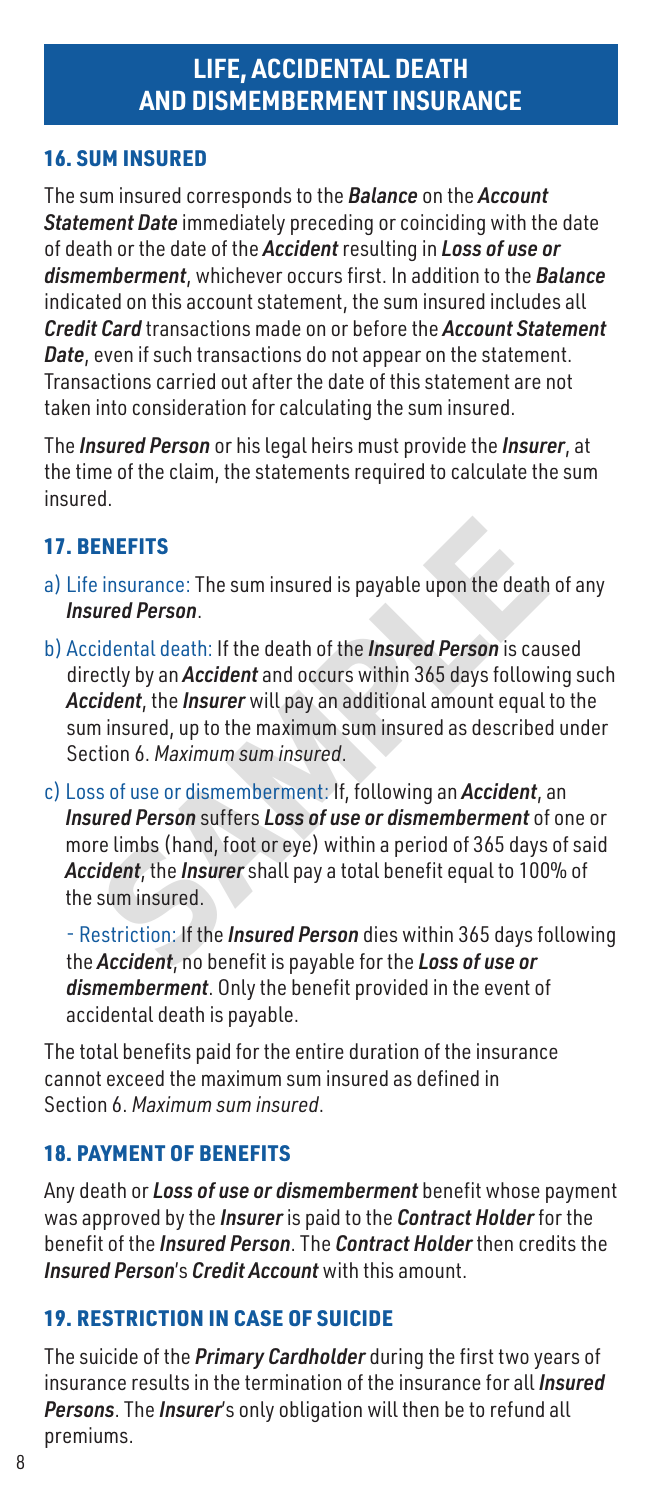# LIFE, ACCIDENTAL DEATH AND DISMEMBERMENT INSURANCE

## 16. SUM INSURED

The sum insured corresponds to the ***Balance*** on the ***Account Statement Date*** immediately preceding or coinciding with the date of death or the date of the ***Accident*** resulting in ***Loss of use or dismemberment***, whichever occurs first. In addition to the ***Balance*** indicated on this account statement, the sum insured includes all ***Credit Card*** transactions made on or before the ***Account Statement Date***, even if such transactions do not appear on the statement. Transactions carried out after the date of this statement are not taken into consideration for calculating the sum insured.

The ***Insured Person*** or his legal heirs must provide the ***Insurer***, at the time of the claim, the statements required to calculate the sum insured.

## 17. BENEFITS

a) Life insurance: The sum insured is payable upon the death of any ***Insured Person***.

b) Accidental death: If the death of the ***Insured Person*** is caused directly by an ***Accident*** and occurs within 365 days following such ***Accident***, the ***Insurer*** will pay an additional amount equal to the sum insured, up to the maximum sum insured as described under Section 6. *Maximum sum insured*.

c) Loss of use or dismemberment: If, following an ***Accident***, an ***Insured Person*** suffers ***Loss of use or dismemberment*** of one or more limbs (hand, foot or eye) within a period of 365 days of said ***Accident***, the ***Insurer*** shall pay a total benefit equal to 100% of the sum insured.

   - Restriction: If the ***Insured Person*** dies within 365 days following the ***Accident***, no benefit is payable for the ***Loss of use or dismemberment***. Only the benefit provided in the event of accidental death is payable.

The total benefits paid for the entire duration of the insurance cannot exceed the maximum sum insured as defined in Section 6. *Maximum sum insured*.

## 18. PAYMENT OF BENEFITS

Any death or ***Loss of use or dismemberment*** benefit whose payment was approved by the ***Insurer*** is paid to the ***Contract Holder*** for the benefit of the ***Insured Person***. The ***Contract Holder*** then credits the ***Insured Person***'s ***Credit Account*** with this amount.

## 19. RESTRICTION IN CASE OF SUICIDE

The suicide of the ***Primary Cardholder*** during the first two years of insurance results in the termination of the insurance for all ***Insured Persons***. The ***Insurer***'s only obligation will then be to refund all premiums.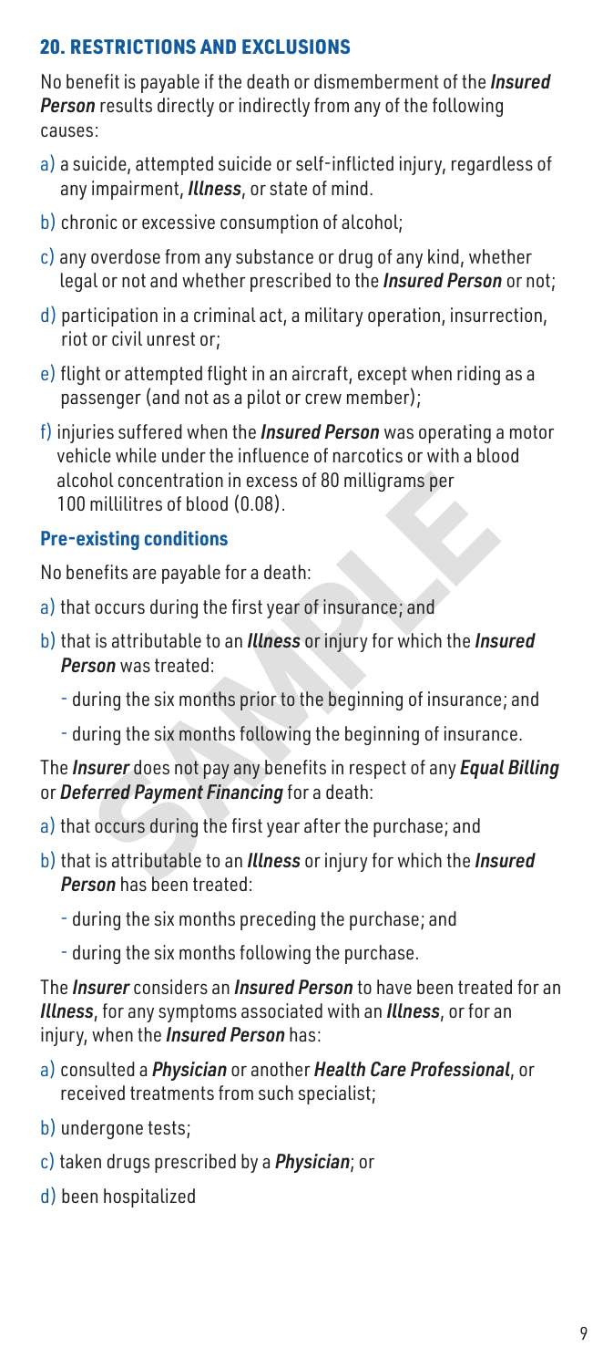## 20. RESTRICTIONS AND EXCLUSIONS

No benefit is payable if the death or dismemberment of the ***Insured Person*** results directly or indirectly from any of the following causes:

a) a suicide, attempted suicide or self-inflicted injury, regardless of any impairment, ***Illness***, or state of mind.

b) chronic or excessive consumption of alcohol;

c) any overdose from any substance or drug of any kind, whether legal or not and whether prescribed to the ***Insured Person*** or not;

d) participation in a criminal act, a military operation, insurrection, riot or civil unrest or;

e) flight or attempted flight in an aircraft, except when riding as a passenger (and not as a pilot or crew member);

f) injuries suffered when the ***Insured Person*** was operating a motor vehicle while under the influence of narcotics or with a blood alcohol concentration in excess of 80 milligrams per 100 millilitres of blood (0.08).

### Pre-existing conditions

No benefits are payable for a death:

a) that occurs during the first year of insurance; and

b) that is attributable to an ***Illness*** or injury for which the ***Insured Person*** was treated:
   - during the six months prior to the beginning of insurance; and
   - during the six months following the beginning of insurance.

The ***Insurer*** does not pay any benefits in respect of any ***Equal Billing*** or ***Deferred Payment Financing*** for a death:

a) that occurs during the first year after the purchase; and

b) that is attributable to an ***Illness*** or injury for which the ***Insured Person*** has been treated:
   - during the six months preceding the purchase; and
   - during the six months following the purchase.

The ***Insurer*** considers an ***Insured Person*** to have been treated for an ***Illness***, for any symptoms associated with an ***Illness***, or for an injury, when the ***Insured Person*** has:

a) consulted a ***Physician*** or another ***Health Care Professional***, or received treatments from such specialist;

b) undergone tests;

c) taken drugs prescribed by a ***Physician***; or

d) been hospitalized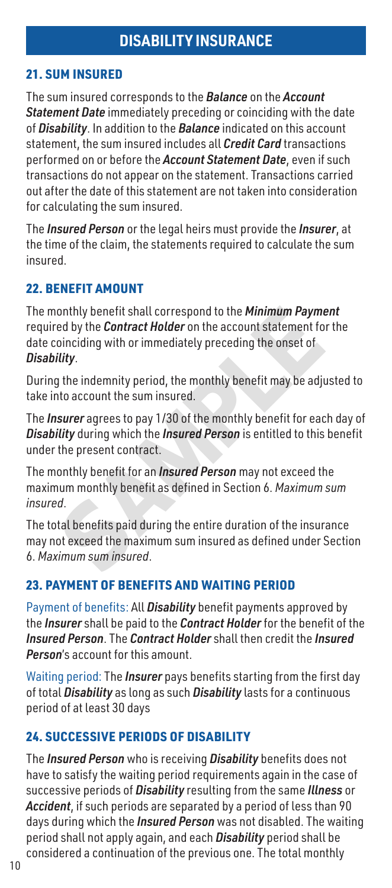# DISABILITY INSURANCE

## 21. SUM INSURED

The sum insured corresponds to the ***Balance*** on the ***Account Statement Date*** immediately preceding or coinciding with the date of ***Disability***. In addition to the ***Balance*** indicated on this account statement, the sum insured includes all ***Credit Card*** transactions performed on or before the ***Account Statement Date***, even if such transactions do not appear on the statement. Transactions carried out after the date of this statement are not taken into consideration for calculating the sum insured.

The ***Insured Person*** or the legal heirs must provide the ***Insurer***, at the time of the claim, the statements required to calculate the sum insured.

## 22. BENEFIT AMOUNT

The monthly benefit shall correspond to the ***Minimum Payment*** required by the ***Contract Holder*** on the account statement for the date coinciding with or immediately preceding the onset of ***Disability***.

During the indemnity period, the monthly benefit may be adjusted to take into account the sum insured.

The ***Insurer*** agrees to pay 1/30 of the monthly benefit for each day of ***Disability*** during which the ***Insured Person*** is entitled to this benefit under the present contract.

The monthly benefit for an ***Insured Person*** may not exceed the maximum monthly benefit as defined in Section 6. *Maximum sum insured*.

The total benefits paid during the entire duration of the insurance may not exceed the maximum sum insured as defined under Section 6. *Maximum sum insured*.

## 23. PAYMENT OF BENEFITS AND WAITING PERIOD

Payment of benefits: All ***Disability*** benefit payments approved by the ***Insurer*** shall be paid to the ***Contract Holder*** for the benefit of the ***Insured Person***. The ***Contract Holder*** shall then credit the ***Insured Person***'s account for this amount.

Waiting period: The ***Insurer*** pays benefits starting from the first day of total ***Disability*** as long as such ***Disability*** lasts for a continuous period of at least 30 days

## 24. SUCCESSIVE PERIODS OF DISABILITY

The ***Insured Person*** who is receiving ***Disability*** benefits does not have to satisfy the waiting period requirements again in the case of successive periods of ***Disability*** resulting from the same ***Illness*** or ***Accident***, if such periods are separated by a period of less than 90 days during which the ***Insured Person*** was not disabled. The waiting period shall not apply again, and each ***Disability*** period shall be considered a continuation of the previous one. The total monthly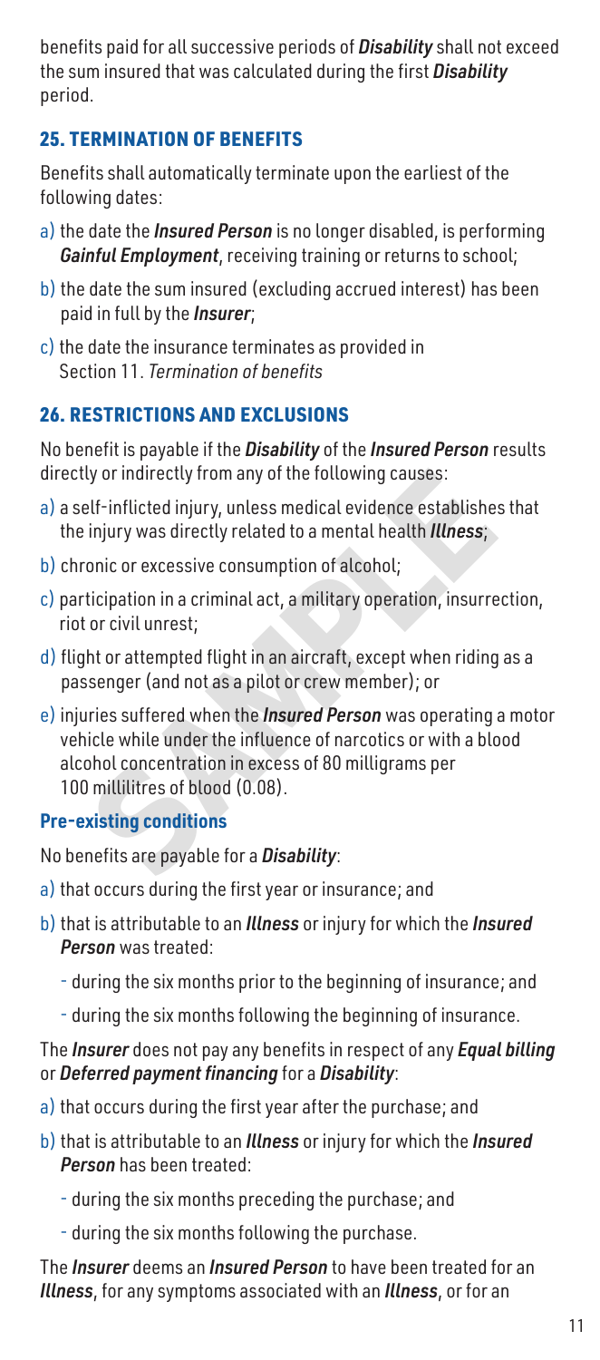benefits paid for all successive periods of ***Disability*** shall not exceed the sum insured that was calculated during the first ***Disability*** period.

## 25. TERMINATION OF BENEFITS

Benefits shall automatically terminate upon the earliest of the following dates:

a) the date the ***Insured Person*** is no longer disabled, is performing ***Gainful Employment***, receiving training or returns to school;

b) the date the sum insured (excluding accrued interest) has been paid in full by the ***Insurer***;

c) the date the insurance terminates as provided in Section 11. *Termination of benefits*

## 26. RESTRICTIONS AND EXCLUSIONS

No benefit is payable if the ***Disability*** of the ***Insured Person*** results directly or indirectly from any of the following causes:

a) a self-inflicted injury, unless medical evidence establishes that the injury was directly related to a mental health ***Illness***;

b) chronic or excessive consumption of alcohol;

c) participation in a criminal act, a military operation, insurrection, riot or civil unrest;

d) flight or attempted flight in an aircraft, except when riding as a passenger (and not as a pilot or crew member); or

e) injuries suffered when the ***Insured Person*** was operating a motor vehicle while under the influence of narcotics or with a blood alcohol concentration in excess of 80 milligrams per 100 millilitres of blood (0.08).

### Pre-existing conditions

No benefits are payable for a ***Disability***:

a) that occurs during the first year or insurance; and

b) that is attributable to an ***Illness*** or injury for which the ***Insured Person*** was treated:

- during the six months prior to the beginning of insurance; and
- during the six months following the beginning of insurance.

The ***Insurer*** does not pay any benefits in respect of any ***Equal billing*** or ***Deferred payment financing*** for a ***Disability***:

a) that occurs during the first year after the purchase; and

b) that is attributable to an ***Illness*** or injury for which the ***Insured Person*** has been treated:

- during the six months preceding the purchase; and
- during the six months following the purchase.

The ***Insurer*** deems an ***Insured Person*** to have been treated for an ***Illness***, for any symptoms associated with an ***Illness***, or for an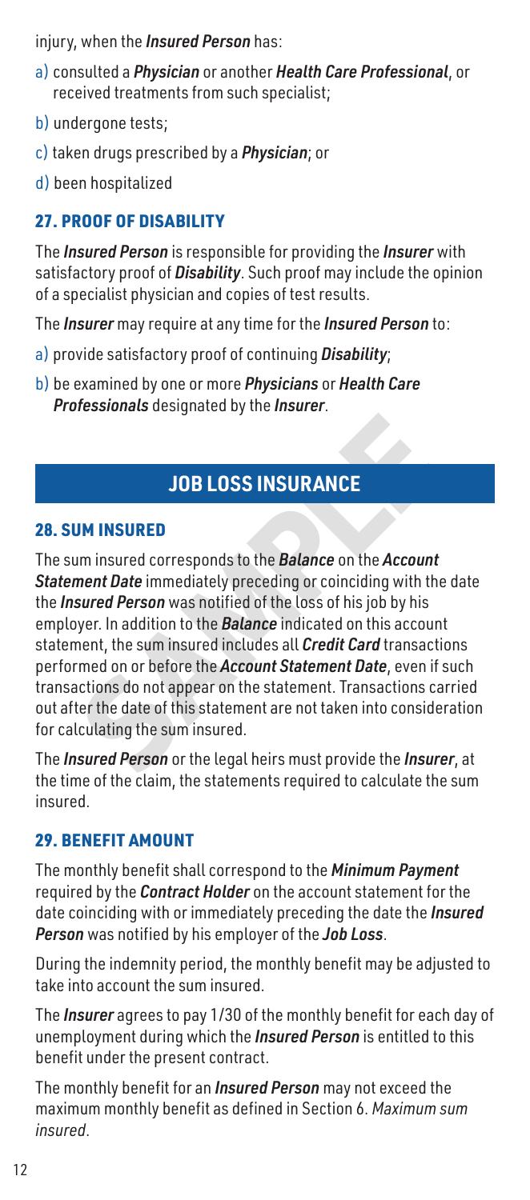injury, when the ***Insured Person*** has:

a) consulted a ***Physician*** or another ***Health Care Professional***, or received treatments from such specialist;

b) undergone tests;

c) taken drugs prescribed by a ***Physician***; or

d) been hospitalized

### 27. PROOF OF DISABILITY

The ***Insured Person*** is responsible for providing the ***Insurer*** with satisfactory proof of ***Disability***. Such proof may include the opinion of a specialist physician and copies of test results.

The ***Insurer*** may require at any time for the ***Insured Person*** to:

a) provide satisfactory proof of continuing ***Disability***;

b) be examined by one or more ***Physicians*** or ***Health Care Professionals*** designated by the ***Insurer***.

## JOB LOSS INSURANCE

### 28. SUM INSURED

The sum insured corresponds to the ***Balance*** on the ***Account Statement Date*** immediately preceding or coinciding with the date the ***Insured Person*** was notified of the loss of his job by his employer. In addition to the ***Balance*** indicated on this account statement, the sum insured includes all ***Credit Card*** transactions performed on or before the ***Account Statement Date***, even if such transactions do not appear on the statement. Transactions carried out after the date of this statement are not taken into consideration for calculating the sum insured.

The ***Insured Person*** or the legal heirs must provide the ***Insurer***, at the time of the claim, the statements required to calculate the sum insured.

### 29. BENEFIT AMOUNT

The monthly benefit shall correspond to the ***Minimum Payment*** required by the ***Contract Holder*** on the account statement for the date coinciding with or immediately preceding the date the ***Insured Person*** was notified by his employer of the ***Job Loss***.

During the indemnity period, the monthly benefit may be adjusted to take into account the sum insured.

The ***Insurer*** agrees to pay 1/30 of the monthly benefit for each day of unemployment during which the ***Insured Person*** is entitled to this benefit under the present contract.

The monthly benefit for an ***Insured Person*** may not exceed the maximum monthly benefit as defined in Section 6. *Maximum sum insured*.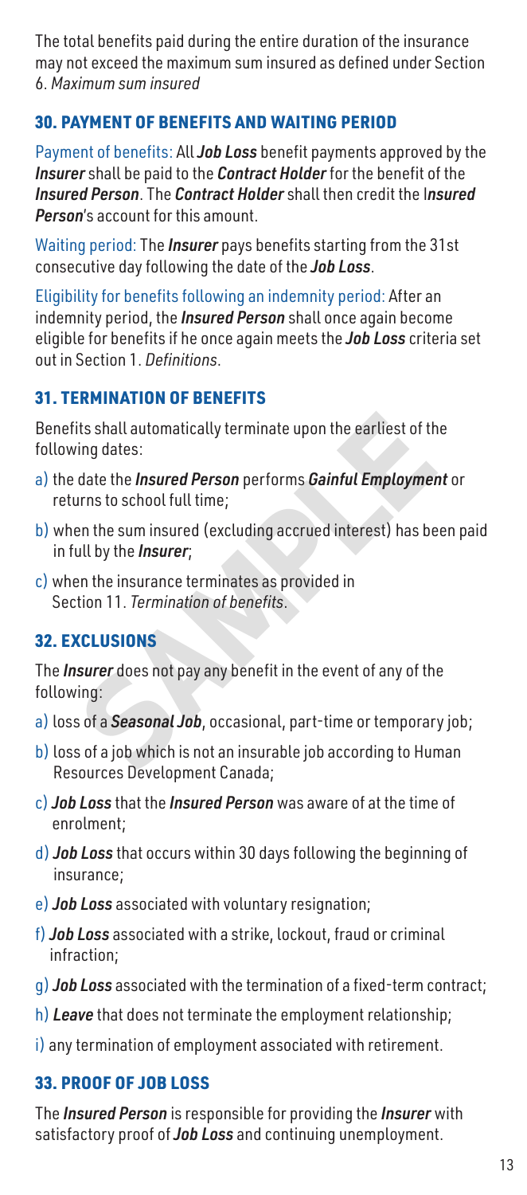The total benefits paid during the entire duration of the insurance may not exceed the maximum sum insured as defined under Section 6. *Maximum sum insured*

## 30. PAYMENT OF BENEFITS AND WAITING PERIOD

Payment of benefits: All ***Job Loss*** benefit payments approved by the ***Insurer*** shall be paid to the ***Contract Holder*** for the benefit of the ***Insured Person***. The ***Contract Holder*** shall then credit the I***nsured Person***'s account for this amount.

Waiting period: The ***Insurer*** pays benefits starting from the 31st consecutive day following the date of the ***Job Loss***.

Eligibility for benefits following an indemnity period: After an indemnity period, the ***Insured Person*** shall once again become eligible for benefits if he once again meets the ***Job Loss*** criteria set out in Section 1. *Definitions*.

## 31. TERMINATION OF BENEFITS

Benefits shall automatically terminate upon the earliest of the following dates:

a) the date the ***Insured Person*** performs ***Gainful Employment*** or returns to school full time;

b) when the sum insured (excluding accrued interest) has been paid in full by the ***Insurer***;

c) when the insurance terminates as provided in Section 11. *Termination of benefits*.

## 32. EXCLUSIONS

The ***Insurer*** does not pay any benefit in the event of any of the following:

a) loss of a ***Seasonal Job***, occasional, part-time or temporary job;

b) loss of a job which is not an insurable job according to Human Resources Development Canada;

c) ***Job Loss*** that the ***Insured Person*** was aware of at the time of enrolment;

d) ***Job Loss*** that occurs within 30 days following the beginning of insurance;

e) ***Job Loss*** associated with voluntary resignation;

f) ***Job Loss*** associated with a strike, lockout, fraud or criminal infraction;

g) ***Job Loss*** associated with the termination of a fixed-term contract;

h) ***Leave*** that does not terminate the employment relationship;

i) any termination of employment associated with retirement.

## 33. PROOF OF JOB LOSS

The ***Insured Person*** is responsible for providing the ***Insurer*** with satisfactory proof of ***Job Loss*** and continuing unemployment.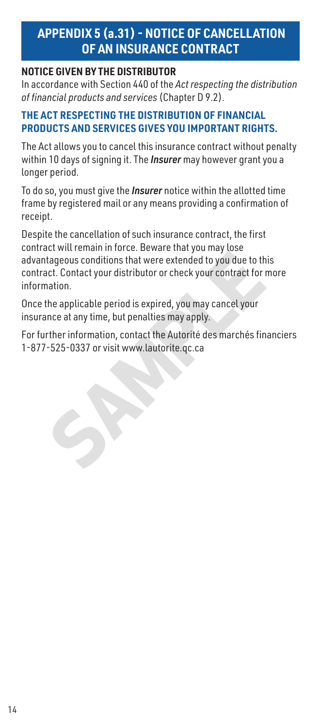## APPENDIX 5 (a.31) - NOTICE OF CANCELLATION OF AN INSURANCE CONTRACT

**NOTICE GIVEN BY THE DISTRIBUTOR**

In accordance with Section 440 of the *Act respecting the distribution of financial products and services* (Chapter D 9.2).

**THE ACT RESPECTING THE DISTRIBUTION OF FINANCIAL PRODUCTS AND SERVICES GIVES YOU IMPORTANT RIGHTS.**

The Act allows you to cancel this insurance contract without penalty within 10 days of signing it. The ***Insurer*** may however grant you a longer period.

To do so, you must give the ***Insurer*** notice within the allotted time frame by registered mail or any means providing a confirmation of receipt.

Despite the cancellation of such insurance contract, the first contract will remain in force. Beware that you may lose advantageous conditions that were extended to you due to this contract. Contact your distributor or check your contract for more information.

Once the applicable period is expired, you may cancel your insurance at any time, but penalties may apply.

For further information, contact the Autorité des marchés financiers 1-877-525-0337 or visit www.lautorite.qc.ca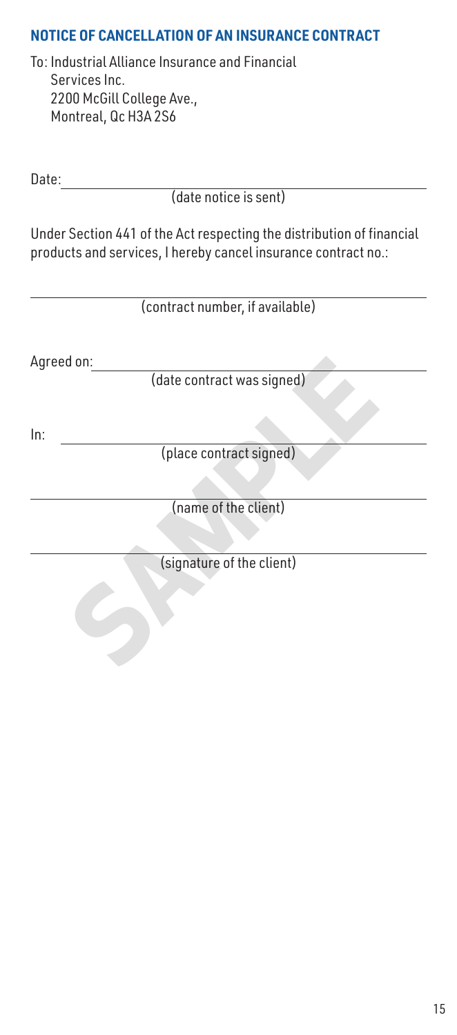## NOTICE OF CANCELLATION OF AN INSURANCE CONTRACT

To: Industrial Alliance Insurance and Financial Services Inc.
2200 McGill College Ave.,
Montreal, Qc H3A 2S6

Date: ______________________________
(date notice is sent)

Under Section 441 of the Act respecting the distribution of financial products and services, I hereby cancel insurance contract no.:

______________________________
(contract number, if available)

Agreed on: ______________________________
(date contract was signed)

In: ______________________________
(place contract signed)

______________________________
(name of the client)

______________________________
(signature of the client)

SAMPLE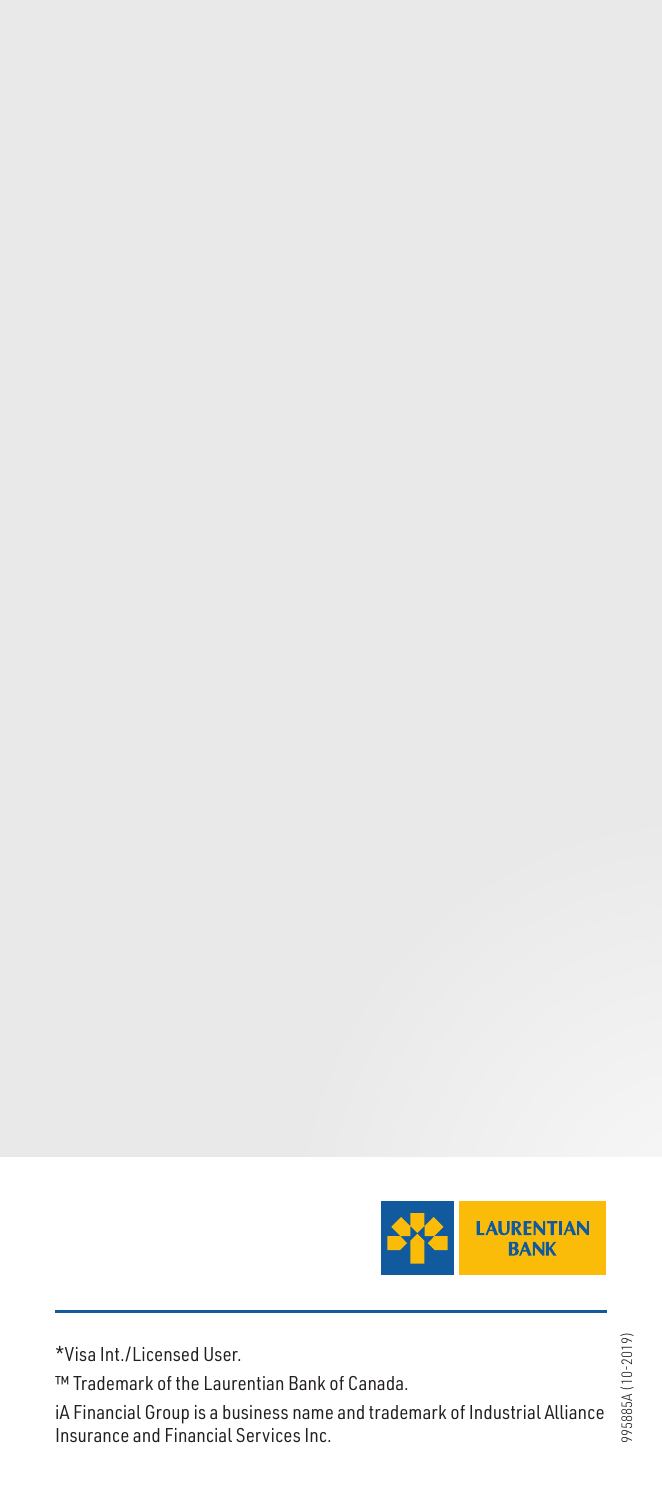LAURENTIAN BANK

*Visa Int./Licensed User.

™ Trademark of the Laurentian Bank of Canada.

iA Financial Group is a business name and trademark of Industrial Alliance Insurance and Financial Services Inc.

995885A (10-2019)